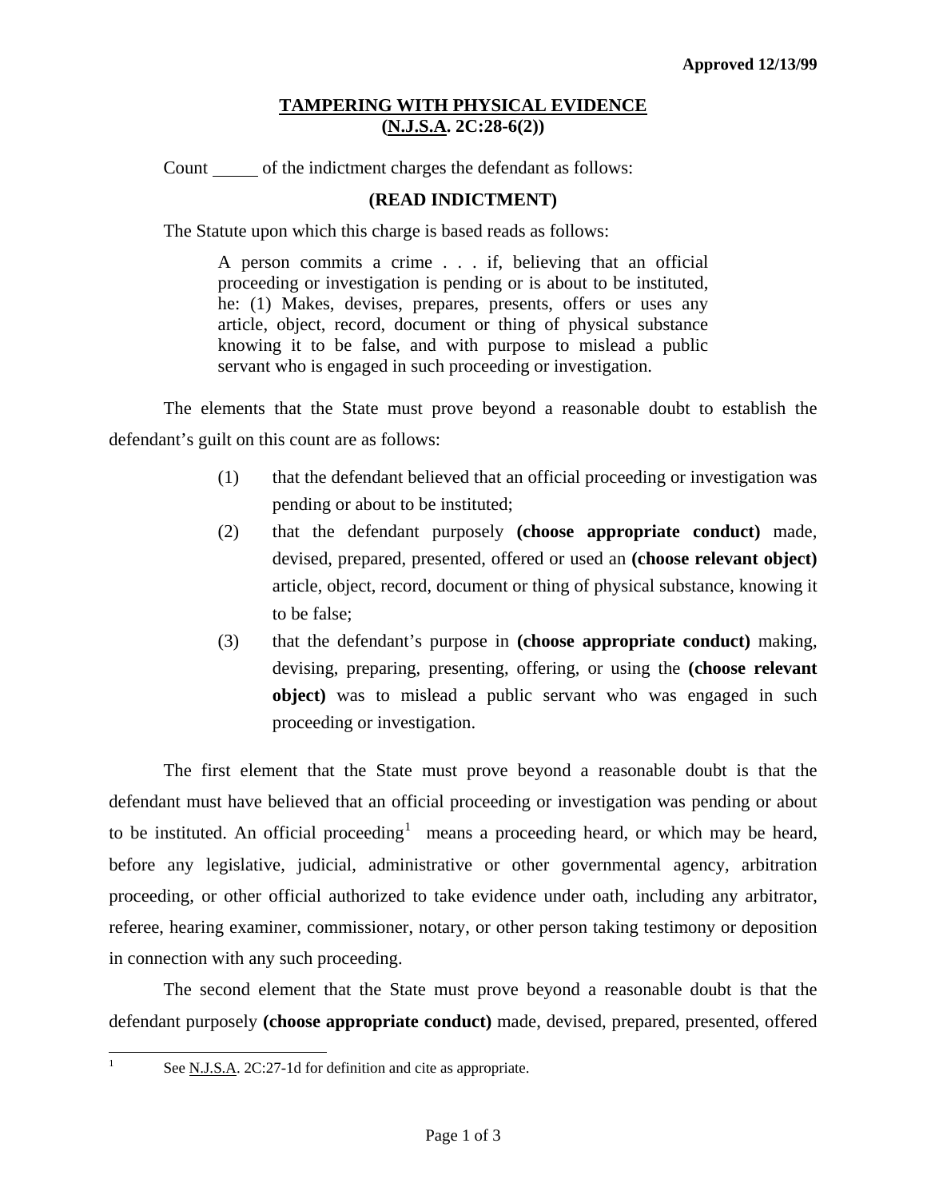Approved 12/13/99

# TAMPERING WITH PHYSICAL EVIDENCE
## (N.J.S.A. 2C:28-6(2))

Count _____ of the indictment charges the defendant as follows:

**(READ INDICTMENT)**

The Statute upon which this charge is based reads as follows:

> A person commits a crime . . . if, believing that an official proceeding or investigation is pending or is about to be instituted, he: (1) Makes, devises, prepares, presents, offers or uses any article, object, record, document or thing of physical substance knowing it to be false, and with purpose to mislead a public servant who is engaged in such proceeding or investigation.

The elements that the State must prove beyond a reasonable doubt to establish the defendant's guilt on this count are as follows:

(1) that the defendant believed that an official proceeding or investigation was pending or about to be instituted;

(2) that the defendant purposely **(choose appropriate conduct)** made, devised, prepared, presented, offered or used an **(choose relevant object)** article, object, record, document or thing of physical substance, knowing it to be false;

(3) that the defendant's purpose in **(choose appropriate conduct)** making, devising, preparing, presenting, offering, or using the **(choose relevant object)** was to mislead a public servant who was engaged in such proceeding or investigation.

The first element that the State must prove beyond a reasonable doubt is that the defendant must have believed that an official proceeding or investigation was pending or about to be instituted. An official proceeding[1] means a proceeding heard, or which may be heard, before any legislative, judicial, administrative or other governmental agency, arbitration proceeding, or other official authorized to take evidence under oath, including any arbitrator, referee, hearing examiner, commissioner, notary, or other person taking testimony or deposition in connection with any such proceeding.

The second element that the State must prove beyond a reasonable doubt is that the defendant purposely **(choose appropriate conduct)** made, devised, prepared, presented, offered

---

[1] See N.J.S.A. 2C:27-1d for definition and cite as appropriate.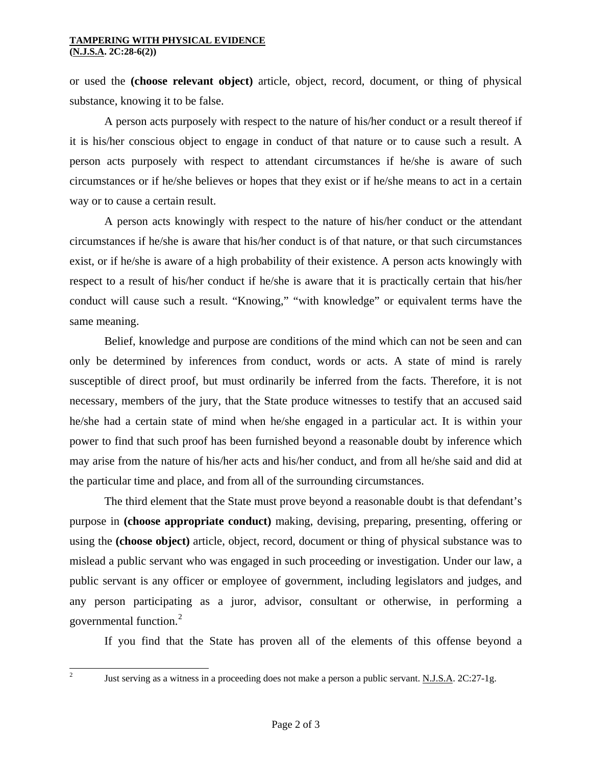or used the **(choose relevant object)** article, object, record, document, or thing of physical substance, knowing it to be false.

A person acts purposely with respect to the nature of his/her conduct or a result thereof if it is his/her conscious object to engage in conduct of that nature or to cause such a result. A person acts purposely with respect to attendant circumstances if he/she is aware of such circumstances or if he/she believes or hopes that they exist or if he/she means to act in a certain way or to cause a certain result.

A person acts knowingly with respect to the nature of his/her conduct or the attendant circumstances if he/she is aware that his/her conduct is of that nature, or that such circumstances exist, or if he/she is aware of a high probability of their existence. A person acts knowingly with respect to a result of his/her conduct if he/she is aware that it is practically certain that his/her conduct will cause such a result. "Knowing," "with knowledge" or equivalent terms have the same meaning.

Belief, knowledge and purpose are conditions of the mind which can not be seen and can only be determined by inferences from conduct, words or acts. A state of mind is rarely susceptible of direct proof, but must ordinarily be inferred from the facts. Therefore, it is not necessary, members of the jury, that the State produce witnesses to testify that an accused said he/she had a certain state of mind when he/she engaged in a particular act. It is within your power to find that such proof has been furnished beyond a reasonable doubt by inference which may arise from the nature of his/her acts and his/her conduct, and from all he/she said and did at the particular time and place, and from all of the surrounding circumstances.

The third element that the State must prove beyond a reasonable doubt is that defendant's purpose in **(choose appropriate conduct)** making, devising, preparing, presenting, offering or using the **(choose object)** article, object, record, document or thing of physical substance was to mislead a public servant who was engaged in such proceeding or investigation. Under our law, a public servant is any officer or employee of government, including legislators and judges, and any person participating as a juror, advisor, consultant or otherwise, in performing a governmental function.[2]

If you find that the State has proven all of the elements of this offense beyond a

---

[2] Just serving as a witness in a proceeding does not make a person a public servant. N.J.S.A. 2C:27-1g.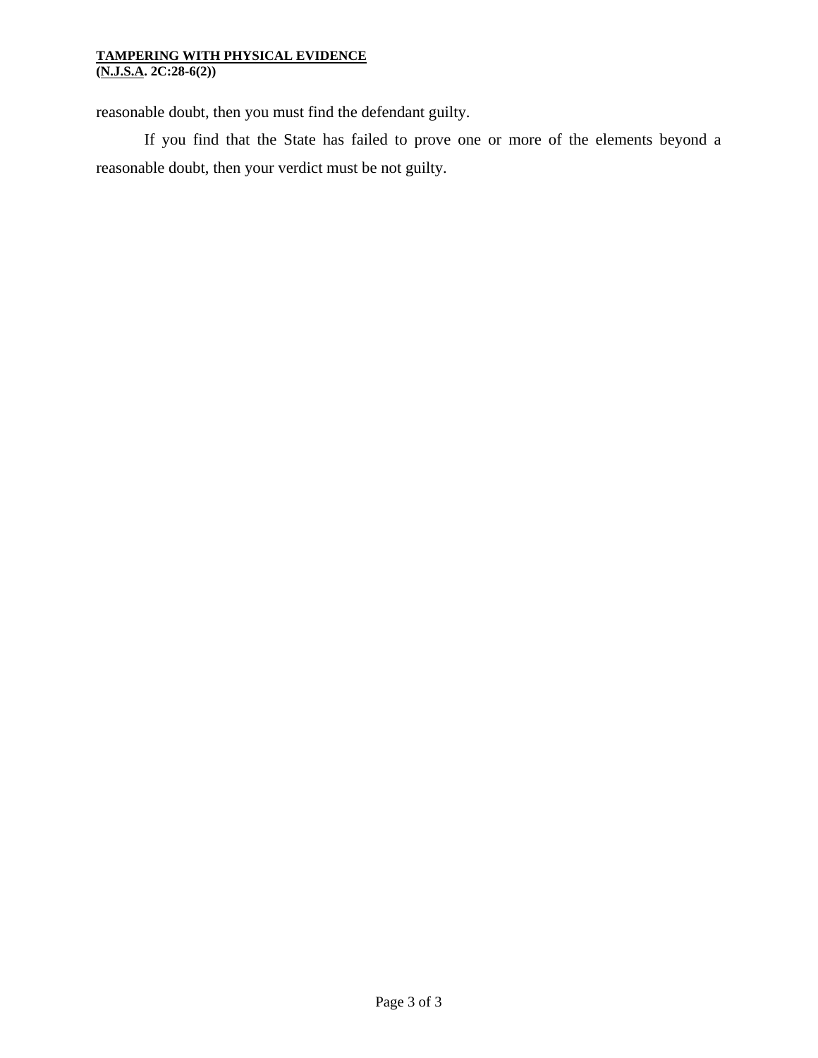reasonable doubt, then you must find the defendant guilty.

If you find that the State has failed to prove one or more of the elements beyond a reasonable doubt, then your verdict must be not guilty.